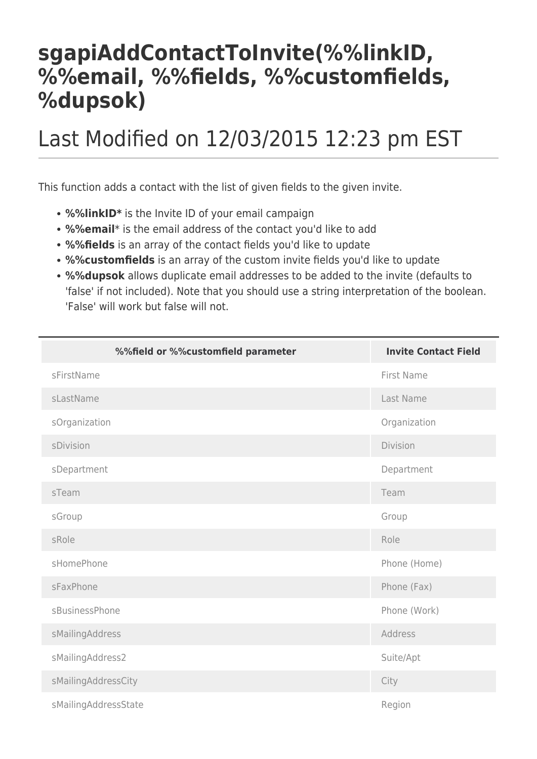# sgapiAddContactToInvite(%%linkID, %%email, %%fields, %%customfields, %dupsok)

# Last Modified on 12/03/2015 12:23 pm EST

This function adds a contact with the list of given fields to the given invite.

- **%%linkID*** is the Invite ID of your email campaign
- **%%email*** is the email address of the contact you'd like to add
- **%%fields** is an array of the contact fields you'd like to update
- **%%customfields** is an array of the custom invite fields you'd like to update
- **%%dupsok** allows duplicate email addresses to be added to the invite (defaults to 'false' if not included). Note that you should use a string interpretation of the boolean. 'False' will work but false will not.

| %%field or %%customfield parameter | Invite Contact Field |
| --- | --- |
| sFirstName | First Name |
| sLastName | Last Name |
| sOrganization | Organization |
| sDivision | Division |
| sDepartment | Department |
| sTeam | Team |
| sGroup | Group |
| sRole | Role |
| sHomePhone | Phone (Home) |
| sFaxPhone | Phone (Fax) |
| sBusinessPhone | Phone (Work) |
| sMailingAddress | Address |
| sMailingAddress2 | Suite/Apt |
| sMailingAddressCity | City |
| sMailingAddressState | Region |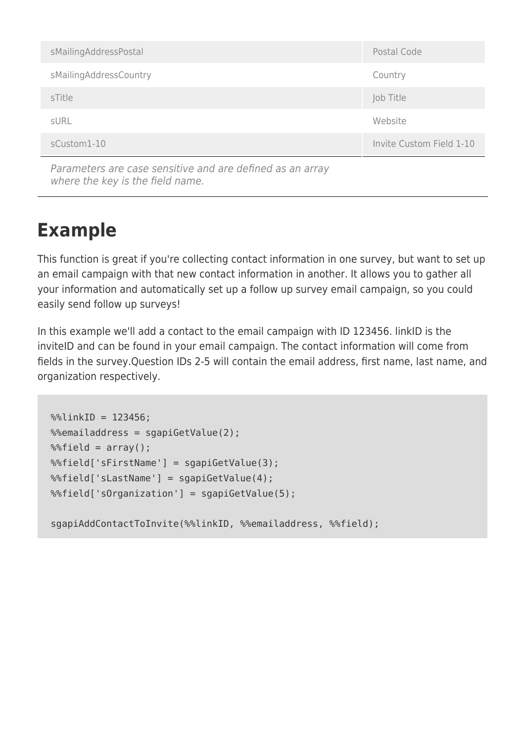| | |
|---|---|
| sMailingAddressPostal | Postal Code |
| sMailingAddressCountry | Country |
| sTitle | Job Title |
| sURL | Website |
| sCustom1-10 | Invite Custom Field 1-10 |

*Parameters are case sensitive and are defined as an array where the key is the field name.*

# Example

This function is great if you're collecting contact information in one survey, but want to set up an email campaign with that new contact information in another. It allows you to gather all your information and automatically set up a follow up survey email campaign, so you could easily send follow up surveys!

In this example we'll add a contact to the email campaign with ID 123456. linkID is the inviteID and can be found in your email campaign. The contact information will come from fields in the survey.Question IDs 2-5 will contain the email address, first name, last name, and organization respectively.

```
%%linkID = 123456;
%%emailaddress = sgapiGetValue(2);
%%field = array();
%%field['sFirstName'] = sgapiGetValue(3);
%%field['sLastName'] = sgapiGetValue(4);
%%field['sOrganization'] = sgapiGetValue(5);

sgapiAddContactToInvite(%%linkID, %%emailaddress, %%field);
```